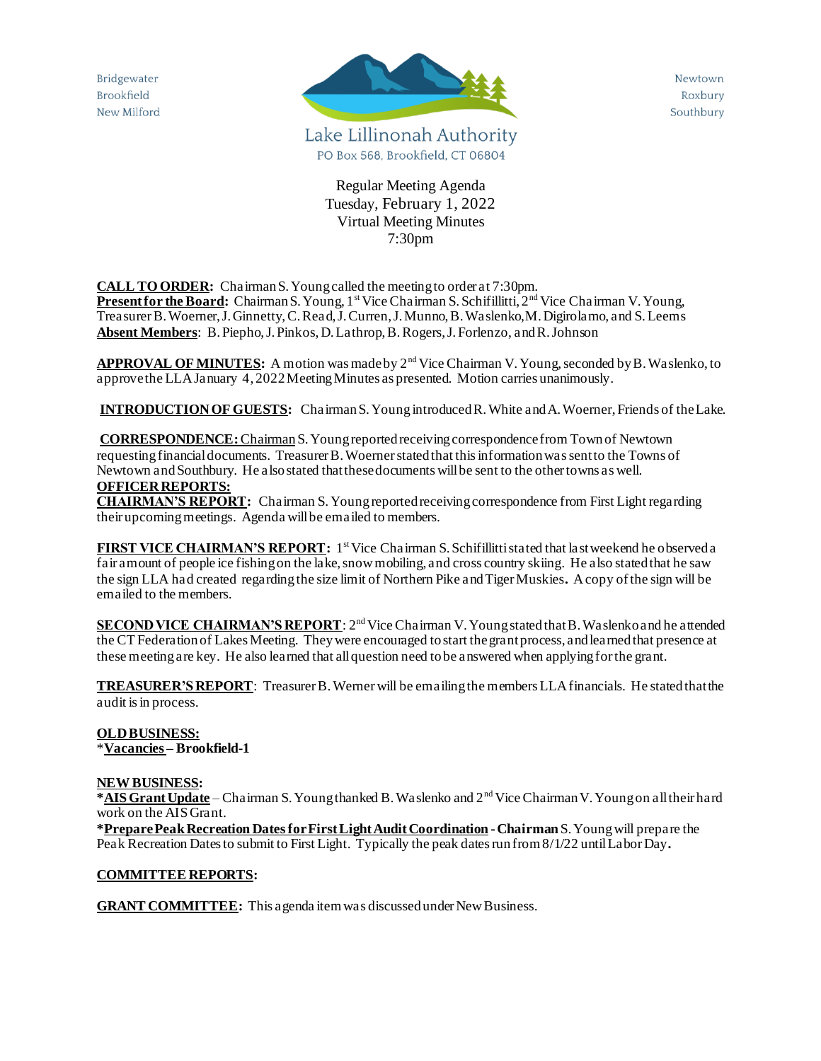Bridgewater
Brookfield
New Milford

Lake Lillinonah Authority
PO Box 568, Brookfield, CT 06804

Newtown
Roxbury
Southbury

Regular Meeting Agenda
Tuesday, February 1, 2022
Virtual Meeting Minutes
7:30pm

**CALL TO ORDER:** Chairman S. Young called the meeting to order at 7:30pm.
**Present for the Board:** Chairman S. Young, 1st Vice Chairman S. Schifillitti, 2nd Vice Chairman V. Young, Treasurer B. Woerner, J. Ginnetty, C. Read, J. Curren, J. Munno, B. Waslenko, M. Digirolamo, and S. Leems
**Absent Members**: B. Piepho, J. Pinkos, D. Lathrop, B. Rogers, J. Forlenzo, and R. Johnson

**APPROVAL OF MINUTES:** A motion was made by 2nd Vice Chairman V. Young, seconded by B. Waslenko, to approve the LLA January 4, 2022 Meeting Minutes as presented. Motion carries unanimously.

**INTRODUCTION OF GUESTS:** Chairman S. Young introduced R. White and A. Woerner, Friends of the Lake.

**CORRESPONDENCE:** Chairman S. Young reported receiving correspondence from Town of Newtown requesting financial documents. Treasurer B. Woerner stated that this information was sent to the Towns of Newtown and Southbury. He also stated that these documents will be sent to the other towns as well.

**OFFICER REPORTS:**

**CHAIRMAN'S REPORT:** Chairman S. Young reported receiving correspondence from First Light regarding their upcoming meetings. Agenda will be emailed to members.

**FIRST VICE CHAIRMAN'S REPORT:** 1st Vice Chairman S. Schifillitti stated that last weekend he observed a fair amount of people ice fishing on the lake, snowmobiling, and cross country skiing. He also stated that he saw the sign LLA had created regarding the size limit of Northern Pike and Tiger Muskies**.** A copy of the sign will be emailed to the members.

**SECOND VICE CHAIRMAN'S REPORT**: 2nd Vice Chairman V. Young stated that B. Waslenko and he attended the CT Federation of Lakes Meeting. They were encouraged to start the grant process, and learned that presence at these meeting are key. He also learned that all question need to be answered when applying for the grant.

**TREASURER'S REPORT**: Treasurer B. Werner will be emailing the members LLA financials. He stated that the audit is in process.

**OLD BUSINESS:**
***Vacancies – Brookfield-1**

**NEW BUSINESS:**
***AIS Grant Update** – Chairman S. Young thanked B. Waslenko and 2nd Vice Chairman V. Young on all their hard work on the AIS Grant.
***Prepare Peak Recreation Dates for First Light Audit Coordination - Chairman** S. Young will prepare the Peak Recreation Dates to submit to First Light. Typically the peak dates run from 8/1/22 until Labor Day**.**

**COMMITTEE REPORTS:**

**GRANT COMMITTEE:** This agenda item was discussed under New Business.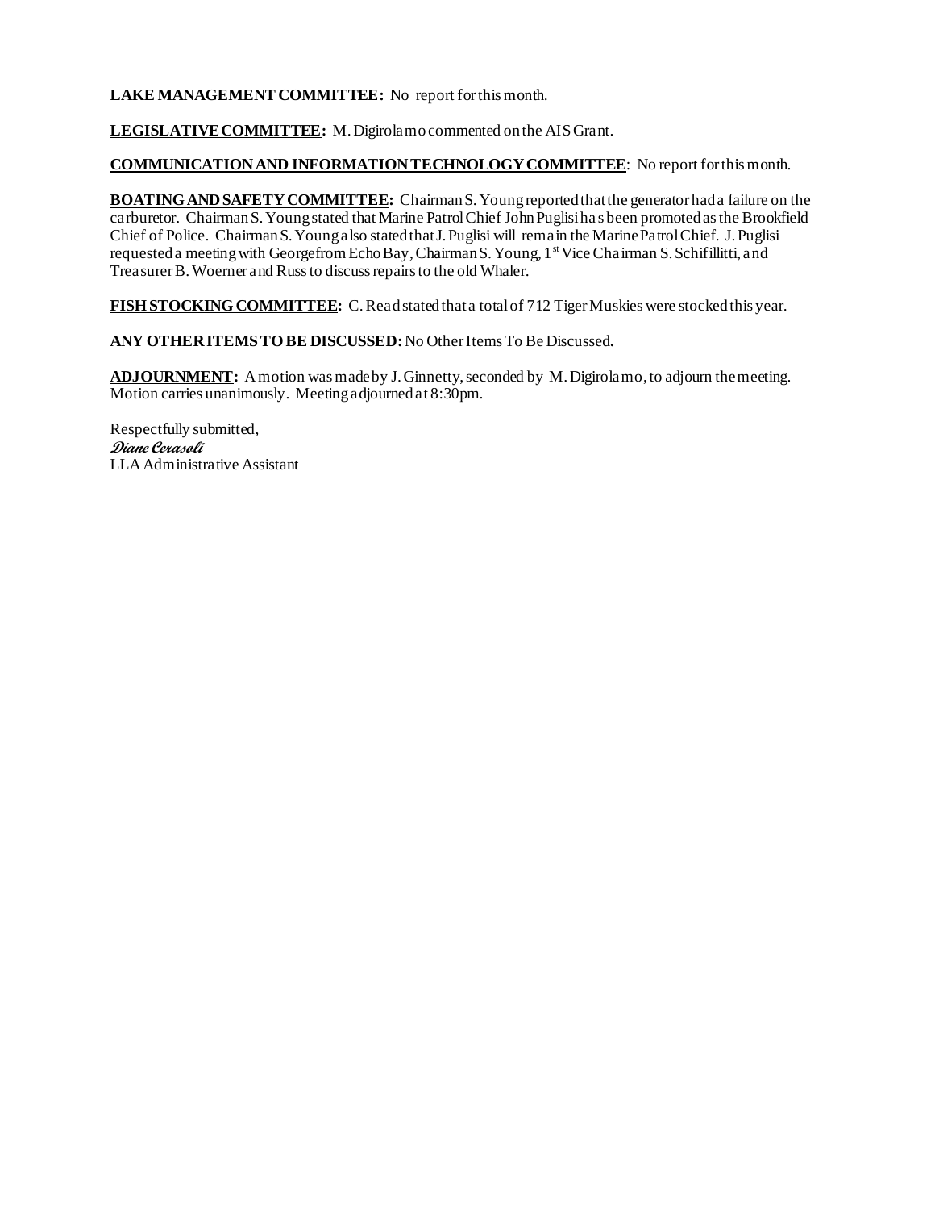**LAKE MANAGEMENT COMMITTEE:** No report for this month.

**LEGISLATIVE COMMITTEE:** M. Digirolamo commented on the AIS Grant.

**COMMUNICATION AND INFORMATION TECHNOLOGY COMMITTEE**: No report for this month.

**BOATING AND SAFETY COMMITTEE:** Chairman S. Young reported that the generator had a failure on the carburetor. Chairman S. Young stated that Marine Patrol Chief John Puglisi has been promoted as the Brookfield Chief of Police. Chairman S. Young also stated that J. Puglisi will remain the Marine Patrol Chief. J. Puglisi requested a meeting with George from Echo Bay, Chairman S. Young, 1st Vice Chairman S. Schifillitti, and Treasurer B. Woerner and Russ to discuss repairs to the old Whaler.

**FISH STOCKING COMMITTEE:** C. Read stated that a total of 712 Tiger Muskies were stocked this year.

**ANY OTHER ITEMS TO BE DISCUSSED:** No Other Items To Be Discussed**.**

**ADJOURNMENT:** A motion was made by J. Ginnetty, seconded by M. Digirolamo, to adjourn the meeting. Motion carries unanimously. Meeting adjourned at 8:30pm.

Respectfully submitted,
*Diane Cerasoli*
LLA Administrative Assistant